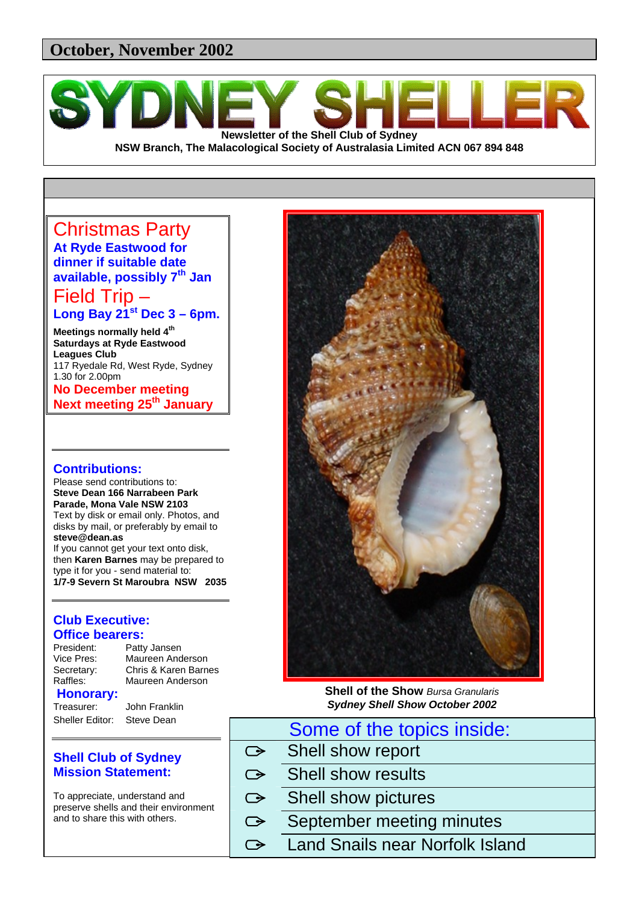October, November 2002

# SYDNEY SHELLER

**Newsletter of the Shell Club of Sydney**

**NSW Branch, The Malacological Society of Australasia Limited ACN 067 894 848**

## Christmas Party

**At Ryde Eastwood for dinner if suitable date available, possibly 7th Jan**

## Field Trip –

**Long Bay 21st Dec 3 – 6pm.**

**Meetings normally held 4th Saturdays at Ryde Eastwood Leagues Club**
117 Ryedale Rd, West Ryde, Sydney
1.30 for 2.00pm

**No December meeting**
**Next meeting 25th January**

### Contributions:

Please send contributions to:
**Steve Dean 166 Narrabeen Park Parade, Mona Vale NSW 2103**
Text by disk or email only. Photos, and disks by mail, or preferably by email to **steve@dean.as**
If you cannot get your text onto disk, then **Karen Barnes** may be prepared to type it for you - send material to:
**1/7-9 Severn St Maroubra NSW 2035**

### Club Executive:

### Office bearers:

| | |
|---|---|
| President: | Patty Jansen |
| Vice Pres: | Maureen Anderson |
| Secretary: | Chris & Karen Barnes |
| Raffles: | Maureen Anderson |

### Honorary:

| | |
|---|---|
| Treasurer: | John Franklin |
| Sheller Editor: | Steve Dean |

### Shell Club of Sydney Mission Statement:

To appreciate, understand and preserve shells and their environment and to share this with others.

**Shell of the Show** *Bursa Granularis*
***Sydney Shell Show October 2002***

## Some of the topics inside:

- Shell show report
- Shell show results
- Shell show pictures
- September meeting minutes
- Land Snails near Norfolk Island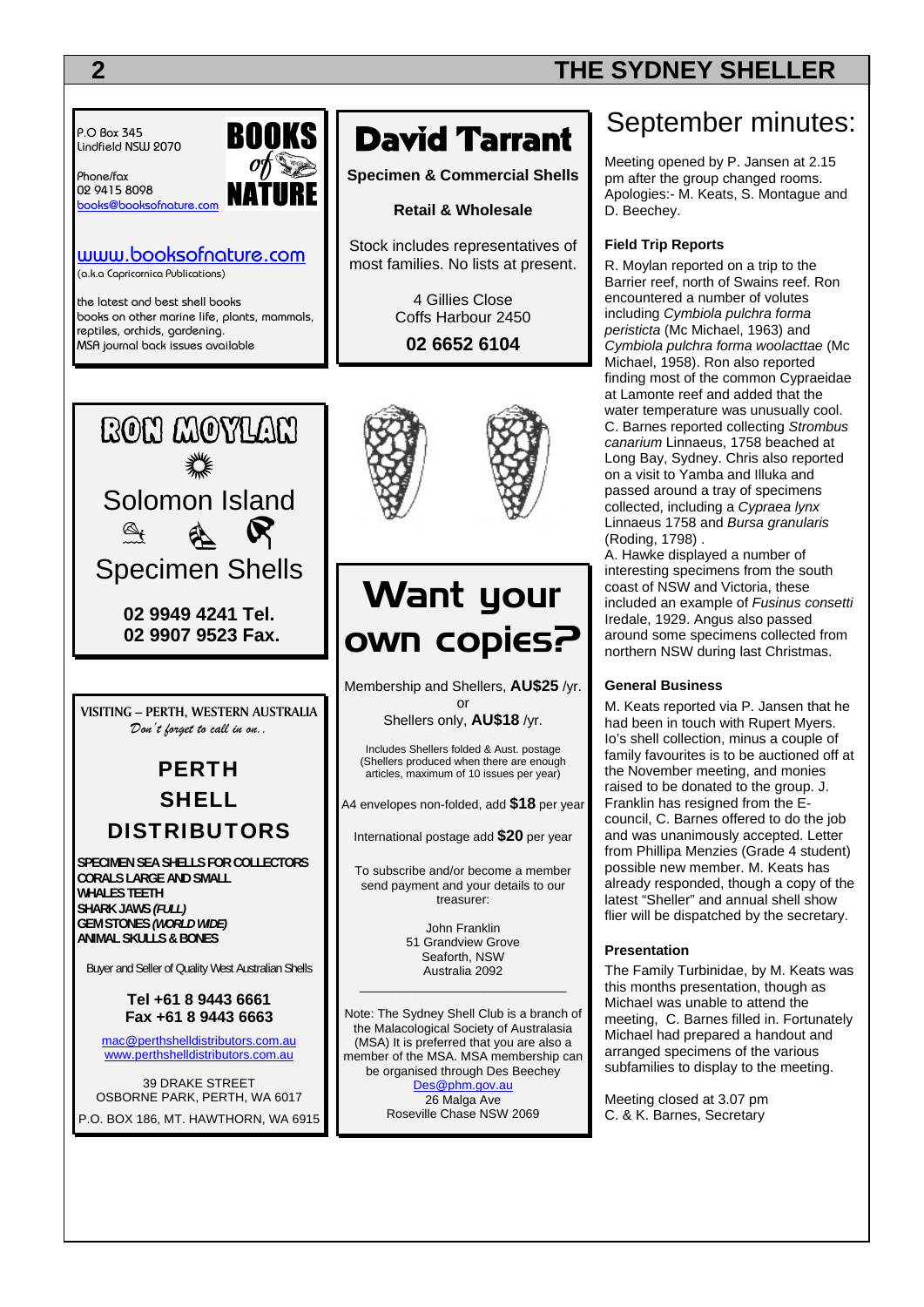P.O Box 345
Lindfield NSW 2070

Phone/fax
02 9415 8098
books@booksofnature.com

**BOOKS of NATURE**

www.booksofnature.com
(a.k.a Capricornica Publications)

the latest and best shell books
books on other marine life, plants, mammals, reptiles, orchids, gardening.
MSA journal back issues available

---

# David Tarrant

**Specimen & Commercial Shells**

**Retail & Wholesale**

Stock includes representatives of most families. No lists at present.

4 Gillies Close
Coffs Harbour 2450

**02 6652 6104**

---

# RON MOYLAN

Solomon Island

Specimen Shells

**02 9949 4241 Tel.**
**02 9907 9523 Fax.**

---

# Want your own copies?

Membership and Shellers, **AU$25** /yr.
or
Shellers only, **AU$18** /yr.

Includes Shellers folded & Aust. postage (Shellers produced when there are enough articles, maximum of 10 issues per year)

A4 envelopes non-folded, add **$18** per year

International postage add **$20** per year

To subscribe and/or become a member send payment and your details to our treasurer:

John Franklin
51 Grandview Grove
Seaforth, NSW
Australia 2092

Note: The Sydney Shell Club is a branch of the Malacological Society of Australasia (MSA) It is preferred that you are also a member of the MSA. MSA membership can be organised through Des Beechey
Des@phm.gov.au
26 Malga Ave
Roseville Chase NSW 2069

---

**VISITING – PERTH, WESTERN AUSTRALIA**
*Don't forget to call in on..*

## PERTH SHELL DISTRIBUTORS

**SPECIMEN SEA SHELLS FOR COLLECTORS**
**CORALS LARGE AND SMALL**
**WHALES TEETH**
**SHARK JAWS *(FULL)***
**GEM STONES *(WORLD WIDE)***
**ANIMAL SKULLS & BONES**

Buyer and Seller of Quality West Australian Shells

**Tel +61 8 9443 6661**
**Fax +61 8 9443 6663**

mac@perthshelldistributors.com.au
www.perthshelldistributors.com.au

39 DRAKE STREET
OSBORNE PARK, PERTH, WA 6017
P.O. BOX 186, MT. HAWTHORN, WA 6915

---

# September minutes:

Meeting opened by P. Jansen at 2.15 pm after the group changed rooms. Apologies:- M. Keats, S. Montague and D. Beechey.

### Field Trip Reports

R. Moylan reported on a trip to the Barrier reef, north of Swains reef. Ron encountered a number of volutes including *Cymbiola pulchra forma peristicta* (Mc Michael, 1963) and *Cymbiola pulchra forma woolacttae* (Mc Michael, 1958). Ron also reported finding most of the common Cypraeidae at Lamonte reef and added that the water temperature was unusually cool. C. Barnes reported collecting *Strombus canarium* Linnaeus, 1758 beached at Long Bay, Sydney. Chris also reported on a visit to Yamba and Illuka and passed around a tray of specimens collected, including a *Cypraea lynx* Linnaeus 1758 and *Bursa granularis* (Roding, 1798) .
A. Hawke displayed a number of interesting specimens from the south coast of NSW and Victoria, these included an example of *Fusinus consetti* Iredale, 1929. Angus also passed around some specimens collected from northern NSW during last Christmas.

### General Business

M. Keats reported via P. Jansen that he had been in touch with Rupert Myers. Io's shell collection, minus a couple of family favourites is to be auctioned off at the November meeting, and monies raised to be donated to the group. J. Franklin has resigned from the E-council, C. Barnes offered to do the job and was unanimously accepted. Letter from Phillipa Menzies (Grade 4 student) possible new member. M. Keats has already responded, though a copy of the latest "Sheller" and annual shell show flier will be dispatched by the secretary.

### Presentation

The Family Turbinidae, by M. Keats was this months presentation, though as Michael was unable to attend the meeting, C. Barnes filled in. Fortunately Michael had prepared a handout and arranged specimens of the various subfamilies to display to the meeting.

Meeting closed at 3.07 pm
C. & K. Barnes, Secretary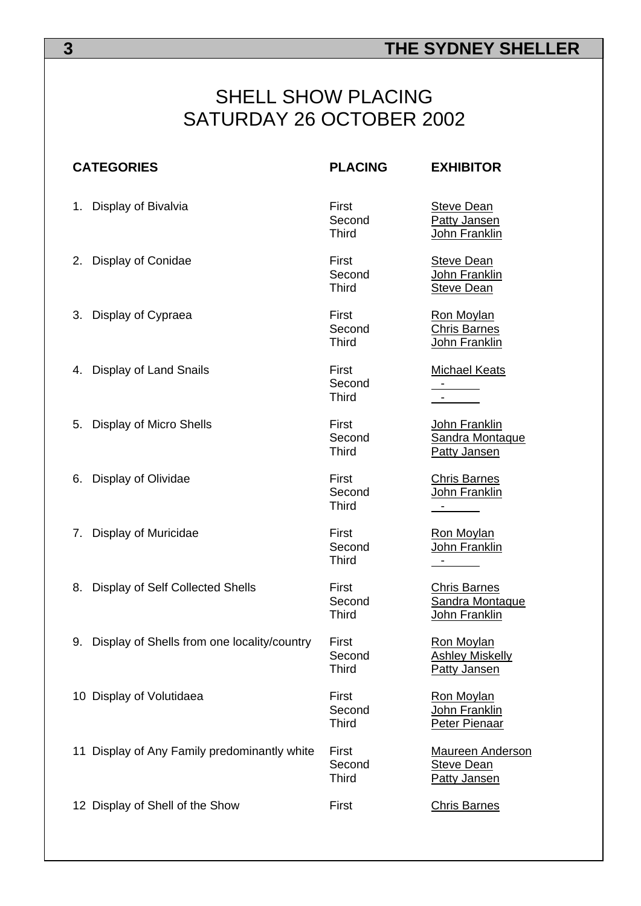# SHELL SHOW PLACING
# SATURDAY 26 OCTOBER 2002

| CATEGORIES | PLACING | EXHIBITOR |
|---|---|---|
| 1. Display of Bivalvia | First | Steve Dean |
| | Second | Patty Jansen |
| | Third | John Franklin |
| 2. Display of Conidae | First | Steve Dean |
| | Second | John Franklin |
| | Third | Steve Dean |
| 3. Display of Cypraea | First | Ron Moylan |
| | Second | Chris Barnes |
| | Third | John Franklin |
| 4. Display of Land Snails | First | Michael Keats |
| | Second | - |
| | Third | - |
| 5. Display of Micro Shells | First | John Franklin |
| | Second | Sandra Montaque |
| | Third | Patty Jansen |
| 6. Display of Olividae | First | Chris Barnes |
| | Second | John Franklin |
| | Third | - |
| 7. Display of Muricidae | First | Ron Moylan |
| | Second | John Franklin |
| | Third | - |
| 8. Display of Self Collected Shells | First | Chris Barnes |
| | Second | Sandra Montaque |
| | Third | John Franklin |
| 9. Display of Shells from one locality/country | First | Ron Moylan |
| | Second | Ashley Miskelly |
| | Third | Patty Jansen |
| 10 Display of Volutidaea | First | Ron Moylan |
| | Second | John Franklin |
| | Third | Peter Pienaar |
| 11 Display of Any Family predominantly white | First | Maureen Anderson |
| | Second | Steve Dean |
| | Third | Patty Jansen |
| 12 Display of Shell of the Show | First | Chris Barnes |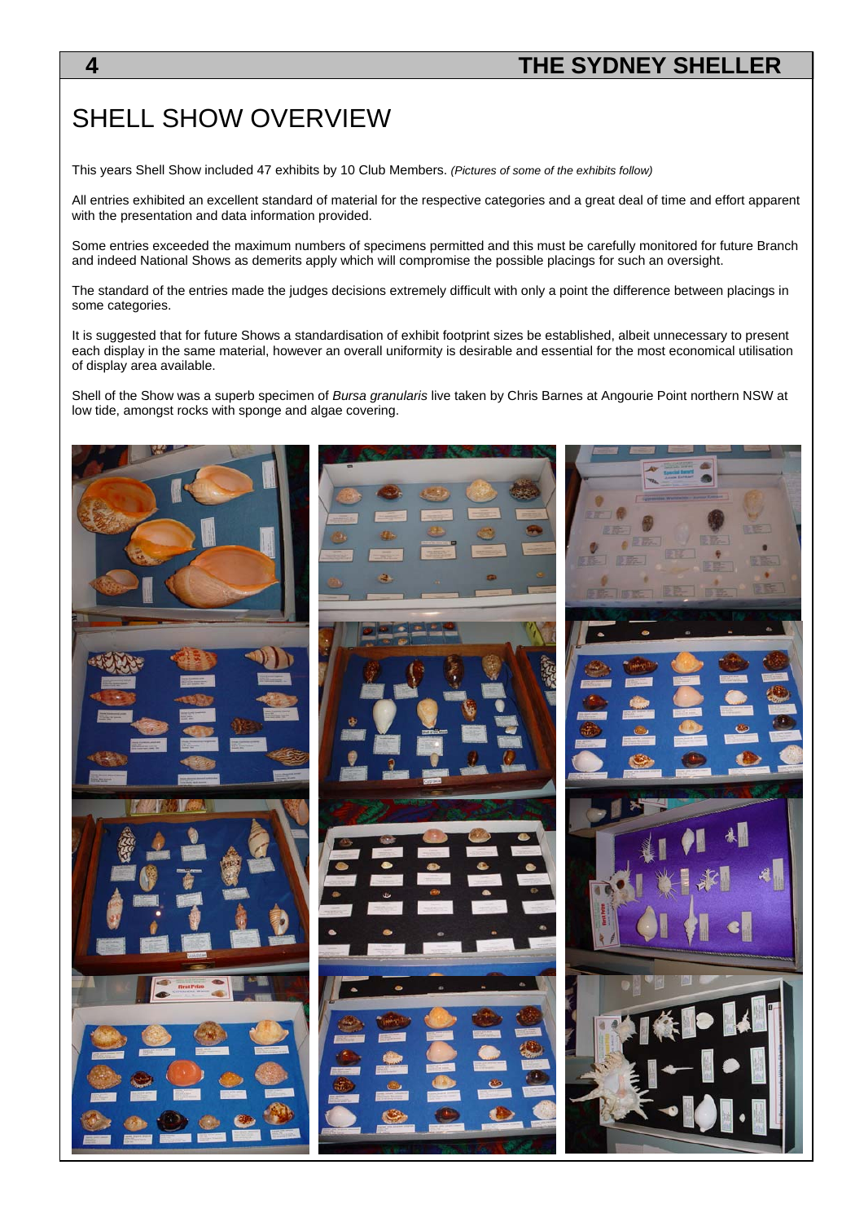# SHELL SHOW OVERVIEW

This years Shell Show included 47 exhibits by 10 Club Members. *(Pictures of some of the exhibits follow)*

All entries exhibited an excellent standard of material for the respective categories and a great deal of time and effort apparent with the presentation and data information provided.

Some entries exceeded the maximum numbers of specimens permitted and this must be carefully monitored for future Branch and indeed National Shows as demerits apply which will compromise the possible placings for such an oversight.

The standard of the entries made the judges decisions extremely difficult with only a point the difference between placings in some categories.

It is suggested that for future Shows a standardisation of exhibit footprint sizes be established, albeit unnecessary to present each display in the same material, however an overall uniformity is desirable and essential for the most economical utilisation of display area available.

Shell of the Show was a superb specimen of *Bursa granularis* live taken by Chris Barnes at Angourie Point northern NSW at low tide, amongst rocks with sponge and algae covering.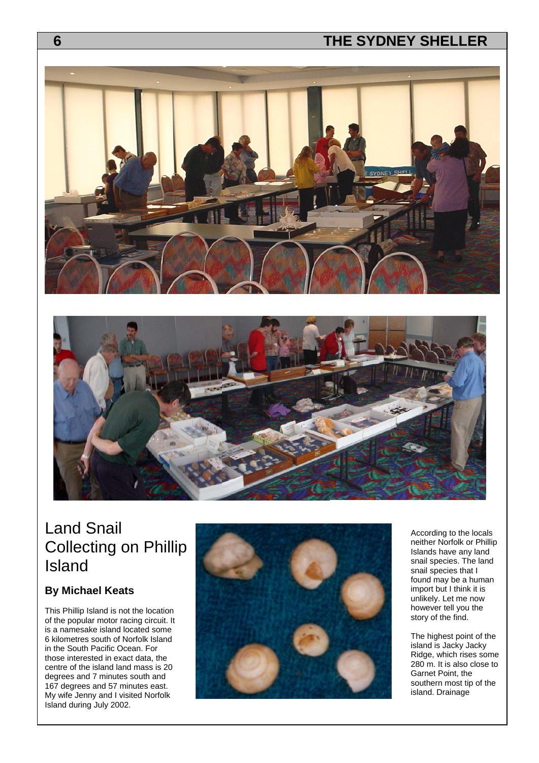# Land Snail Collecting on Phillip Island

### By Michael Keats

This Phillip Island is not the location of the popular motor racing circuit. It is a namesake island located some 6 kilometres south of Norfolk Island in the South Pacific Ocean. For those interested in exact data, the centre of the island land mass is 20 degrees and 7 minutes south and 167 degrees and 57 minutes east. My wife Jenny and I visited Norfolk Island during July 2002.

According to the locals neither Norfolk or Phillip Islands have any land snail species. The land snail species that I found may be a human import but I think it is unlikely. Let me now however tell you the story of the find.

The highest point of the island is Jacky Jacky Ridge, which rises some 280 m. It is also close to Garnet Point, the southern most tip of the island. Drainage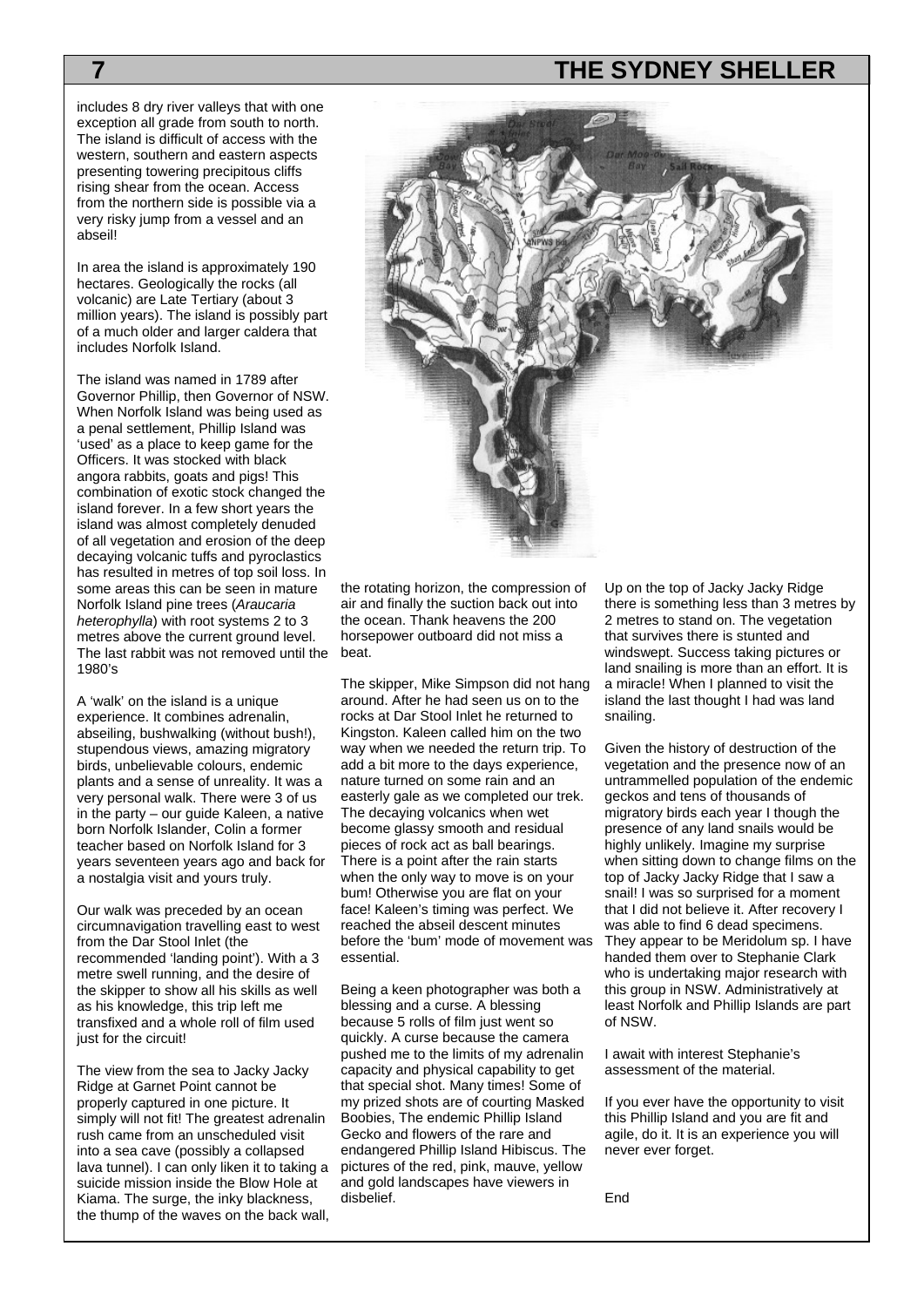includes 8 dry river valleys that with one exception all grade from south to north. The island is difficult of access with the western, southern and eastern aspects presenting towering precipitous cliffs rising shear from the ocean. Access from the northern side is possible via a very risky jump from a vessel and an abseil!

In area the island is approximately 190 hectares. Geologically the rocks (all volcanic) are Late Tertiary (about 3 million years). The island is possibly part of a much older and larger caldera that includes Norfolk Island.

The island was named in 1789 after Governor Phillip, then Governor of NSW. When Norfolk Island was being used as a penal settlement, Phillip Island was 'used' as a place to keep game for the Officers. It was stocked with black angora rabbits, goats and pigs! This combination of exotic stock changed the island forever. In a few short years the island was almost completely denuded of all vegetation and erosion of the deep decaying volcanic tuffs and pyroclastics has resulted in metres of top soil loss. In some areas this can be seen in mature Norfolk Island pine trees (*Araucaria heterophylla*) with root systems 2 to 3 metres above the current ground level. The last rabbit was not removed until the 1980's

A 'walk' on the island is a unique experience. It combines adrenalin, abseiling, bushwalking (without bush!), stupendous views, amazing migratory birds, unbelievable colours, endemic plants and a sense of unreality. It was a very personal walk. There were 3 of us in the party – our guide Kaleen, a native born Norfolk Islander, Colin a former teacher based on Norfolk Island for 3 years seventeen years ago and back for a nostalgia visit and yours truly.

Our walk was preceded by an ocean circumnavigation travelling east to west from the Dar Stool Inlet (the recommended 'landing point'). With a 3 metre swell running, and the desire of the skipper to show all his skills as well as his knowledge, this trip left me transfixed and a whole roll of film used just for the circuit!

The view from the sea to Jacky Jacky Ridge at Garnet Point cannot be properly captured in one picture. It simply will not fit! The greatest adrenalin rush came from an unscheduled visit into a sea cave (possibly a collapsed lava tunnel). I can only liken it to taking a suicide mission inside the Blow Hole at Kiama. The surge, the inky blackness, the thump of the waves on the back wall, the rotating horizon, the compression of air and finally the suction back out into the ocean. Thank heavens the 200 horsepower outboard did not miss a beat.

The skipper, Mike Simpson did not hang around. After he had seen us on to the rocks at Dar Stool Inlet he returned to Kingston. Kaleen called him on the two way when we needed the return trip. To add a bit more to the days experience, nature turned on some rain and an easterly gale as we completed our trek. The decaying volcanics when wet become glassy smooth and residual pieces of rock act as ball bearings. There is a point after the rain starts when the only way to move is on your bum! Otherwise you are flat on your face! Kaleen's timing was perfect. We reached the abseil descent minutes before the 'bum' mode of movement was essential.

Being a keen photographer was both a blessing and a curse. A blessing because 5 rolls of film just went so quickly. A curse because the camera pushed me to the limits of my adrenalin capacity and physical capability to get that special shot. Many times! Some of my prized shots are of courting Masked Boobies, The endemic Phillip Island Gecko and flowers of the rare and endangered Phillip Island Hibiscus. The pictures of the red, pink, mauve, yellow and gold landscapes have viewers in disbelief.

Up on the top of Jacky Jacky Ridge there is something less than 3 metres by 2 metres to stand on. The vegetation that survives there is stunted and windswept. Success taking pictures or land snailing is more than an effort. It is a miracle! When I planned to visit the island the last thought I had was land snailing.

Given the history of destruction of the vegetation and the presence now of an untrammelled population of the endemic geckos and tens of thousands of migratory birds each year I though the presence of any land snails would be highly unlikely. Imagine my surprise when sitting down to change films on the top of Jacky Jacky Ridge that I saw a snail! I was so surprised for a moment that I did not believe it. After recovery I was able to find 6 dead specimens. They appear to be Meridolum sp. I have handed them over to Stephanie Clark who is undertaking major research with this group in NSW. Administratively at least Norfolk and Phillip Islands are part of NSW.

I await with interest Stephanie's assessment of the material.

If you ever have the opportunity to visit this Phillip Island and you are fit and agile, do it. It is an experience you will never ever forget.

End